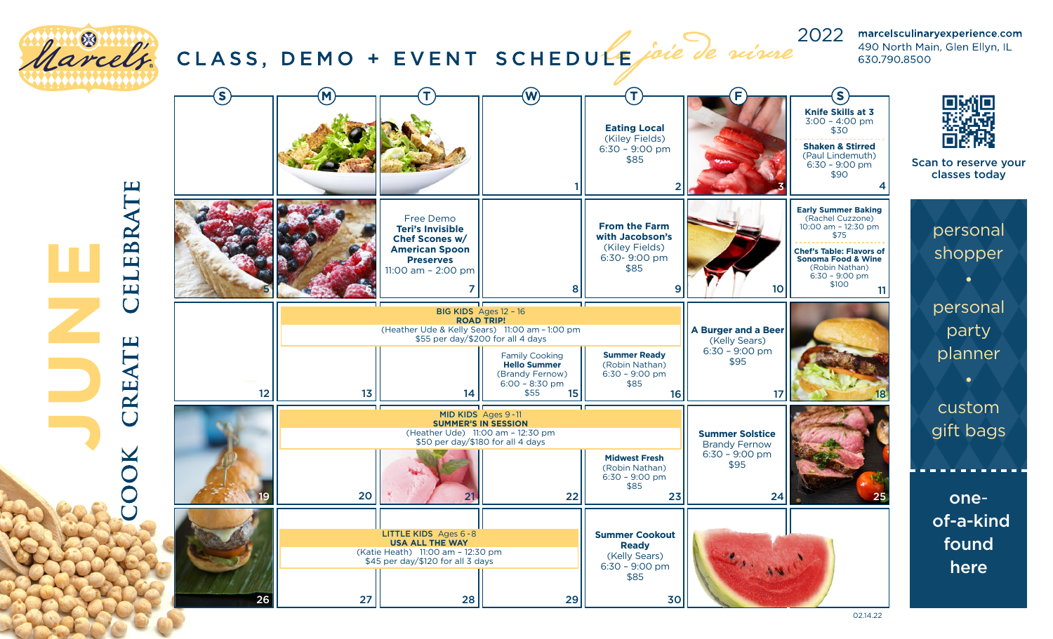# Marcel's CLASS, DEMO + EVENT SCHEDULE

*le joie de vivre*

2022

marcelsculinaryexperience.com
490 North Main, Glen Ellyn, IL
630.790.8500

## JUNE — COOK CREATE CELEBRATE

| S | M | T | W | T | F | S |
|---|---|---|---|---|---|---|
| | | | 1 | 2 **Eating Local** (Kiley Fields) 6:30 – 9:00 pm $85 | 3 | 4 **Knife Skills at 3** 3:00 – 4:00 pm $30; **Shaken & Stirred** (Paul Lindemuth) 6:30 – 9:00 pm $90 |
| 5 | 6 | 7 Free Demo **Teri's Invisible Chef Scones w/ American Spoon Preserves** 11:00 am – 2:00 pm | 8 | 9 **From the Farm with Jacobson's** (Kiley Fields) 6:30- 9:00 pm $85 | 10 | 11 **Early Summer Baking** (Rachel Cuzzone) 10:00 am – 12:30 pm $75; **Chef's Table: Flavors of Sonoma Food & Wine** (Robin Nathan) 6:30 – 9:00 pm $100 |
| 12 | 13 **BIG KIDS** Ages 12 – 16 **ROAD TRIP!** (Heather Ude & Kelly Sears) 11:00 am – 1:00 pm $55 per day/$200 for all 4 days (Mon–Thu) | 14 | 15 Family Cooking **Hello Summer** (Brandy Fernow) 6:00 – 8:30 pm $55 | 16 **Summer Ready** (Robin Nathan) 6:30 – 9:00 pm $85 | 17 **A Burger and a Beer** (Kelly Sears) 6:30 – 9:00 pm $95 | 18 |
| 19 | 20 **MID KIDS** Ages 9 - 11 **SUMMER'S IN SESSION** (Heather Ude) 11:00 am – 12:30 pm $50 per day/$180 for all 4 days (Mon–Thu) | 21 | 22 | 23 **Midwest Fresh** (Robin Nathan) 6:30 – 9:00 pm $85 | 24 **Summer Solstice** Brandy Fernow 6:30 – 9:00 pm $95 | 25 |
| 26 | 27 **LITTLE KIDS** Ages 6 - 8 **USA ALL THE WAY** (Katie Heath) 11:00 am – 12:30 pm $45 per day/$120 for all 3 days (Mon–Wed) | 28 | 29 | 30 **Summer Cookout Ready** (Kelly Sears) 6:30 – 9:00 pm $85 | | |

Scan to reserve your classes today

personal shopper • personal party planner • custom gift bags

one-of-a-kind found here

02.14.22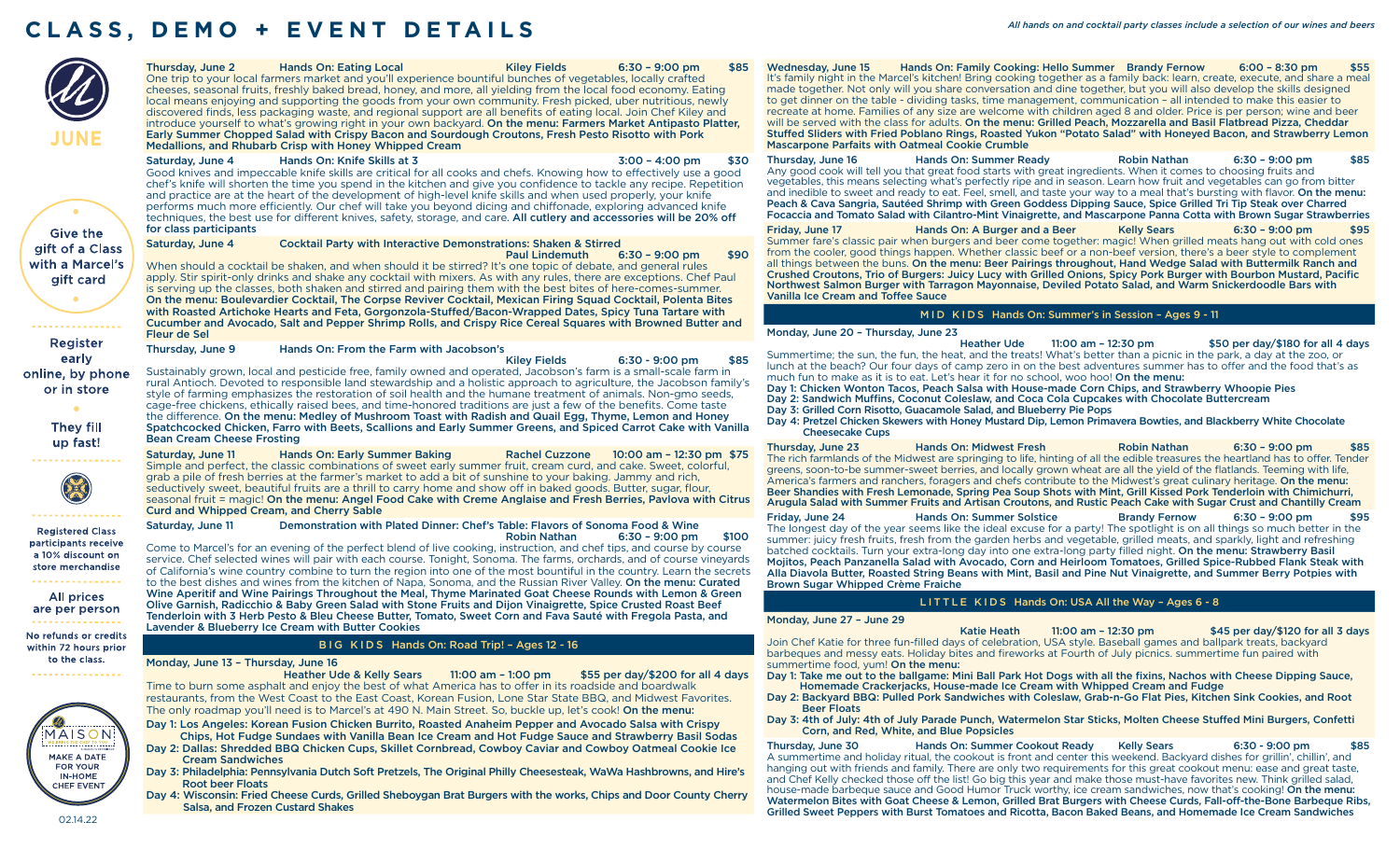# CLASS, DEMO + EVENT DETAILS

*All hands on and cocktail party classes include a selection of our wines and beers*

## JUNE

Give the gift of a Class with a Marcel's gift card

Register early online, by phone or in store

They fill up fast!

Registered Class participants receive a 10% discount on store merchandise

All prices are per person

No refunds or credits within 72 hours prior to the class.

MAISON — MAKE A DATE FOR YOUR IN-HOME CHEF EVENT

02.14.22

---

**Thursday, June 2** | **Hands On: Eating Local** | **Kiley Fields** | **6:30 – 9:00 pm** | **$85**

One trip to your local farmers market and you'll experience bountiful bunches of vegetables, locally crafted cheeses, seasonal fruits, freshly baked bread, honey, and more, all yielding from the local food economy. Eating local means enjoying and supporting the goods from your own community. Fresh picked, uber nutritious, newly discovered finds, less packaging waste, and regional support are all benefits of eating local. Join Chef Kiley and introduce yourself to what's growing right in your own backyard. **On the menu: Farmers Market Antipasto Platter, Early Summer Chopped Salad with Crispy Bacon and Sourdough Croutons, Fresh Pesto Risotto with Pork Medallions, and Rhubarb Crisp with Honey Whipped Cream**

**Saturday, June 4** | **Hands On: Knife Skills at 3** | **3:00 – 4:00 pm** | **$30**

Good knives and impeccable knife skills are critical for all cooks and chefs. Knowing how to effectively use a good chef's knife will shorten the time you spend in the kitchen and give you confidence to tackle any recipe. Repetition and practice are at the heart of the development of high-level knife skills and when used properly, your knife performs much more efficiently. Our chef will take you beyond dicing and chiffonade, exploring advanced knife techniques, the best use for different knives, safety, storage, and care. **All cutlery and accessories will be 20% off for class participants**

**Saturday, June 4** | **Cocktail Party with Interactive Demonstrations: Shaken & Stirred** | **Paul Lindemuth** | **6:30 – 9:00 pm** | **$90**

When should a cocktail be shaken, and when should it be stirred? It's one topic of debate, and general rules apply. Stir spirit-only drinks and shake any cocktail with mixers. As with any rules, there are exceptions. Chef Paul is serving up the classes, both shaken and stirred and pairing them with the best bites of here-comes-summer. **On the menu: Boulevardier Cocktail, The Corpse Reviver Cocktail, Mexican Firing Squad Cocktail, Polenta Bites with Roasted Artichoke Hearts and Feta, Gorgonzola-Stuffed/Bacon-Wrapped Dates, Spicy Tuna Tartare with Cucumber and Avocado, Salt and Pepper Shrimp Rolls, and Crispy Rice Cereal Squares with Browned Butter and Fleur de Sel**

**Thursday, June 9** | **Hands On: From the Farm with Jacobson's** | **Kiley Fields** | **6:30 – 9:00 pm** | **$85**

Sustainably grown, local and pesticide free, family owned and operated, Jacobson's farm is a small-scale farm in rural Antioch. Devoted to responsible land stewardship and a holistic approach to agriculture, the Jacobson family's style of farming emphasizes the restoration of soil health and the humane treatment of animals. Non-gmo seeds, cage-free chickens, ethically raised bees, and time-honored traditions are just a few of the benefits. Come taste the difference. **On the menu: Medley of Mushroom Toast with Radish and Quail Egg, Thyme, Lemon and Honey Spatchcocked Chicken, Farro with Beets, Scallions and Early Summer Greens, and Spiced Carrot Cake with Vanilla Bean Cream Cheese Frosting**

**Saturday, June 11** | **Hands On: Early Summer Baking** | **Rachel Cuzzone** | **10:00 am – 12:30 pm** | **$75**

Simple and perfect, the classic combinations of sweet early summer fruit, cream curd, and cake. Sweet, colorful, grab a pile of fresh berries at the farmer's market to add a bit of sunshine to your baking. Jammy and rich, seductively sweet, beautiful fruits are a thrill to carry home and show off in baked goods. Butter, sugar, flour, seasonal fruit = magic! **On the menu: Angel Food Cake with Creme Anglaise and Fresh Berries, Pavlova with Citrus Curd and Whipped Cream, and Cherry Sable**

**Saturday, June 11** | **Demonstration with Plated Dinner: Chef's Table: Flavors of Sonoma Food & Wine** | **Robin Nathan** | **6:30 – 9:00 pm** | **$100**

Come to Marcel's for an evening of the perfect blend of live cooking, instruction, and chef tips, and course by course service. Chef selected wines will pair with each course. Tonight, Sonoma. The farms, orchards, and of course vineyards of California's wine country combine to turn the region into one of the most bountiful in the country. Learn the secrets to the best dishes and wines from the kitchen of Napa, Sonoma, and the Russian River Valley. **On the menu: Curated Wine Aperitif and Wine Pairings Throughout the Meal, Thyme Marinated Goat Cheese Rounds with Lemon & Green Olive Garnish, Radicchio & Baby Green Salad with Stone Fruits and Dijon Vinaigrette, Spice Crusted Roast Beef Tenderloin with 3 Herb Pesto & Bleu Cheese Butter, Tomato, Sweet Corn and Fava Sauté with Pistachio Pesto, and Lavender & Blueberry Ice Cream with Butter Cookies**

### BIG KIDS Hands On: Road Trip! – Ages 12 - 16

**Monday, June 13 – Thursday, June 16** | **Heather Ude & Kelly Sears** | **11:00 am – 1:00 pm** | **$55 per day/$200 for all 4 days**

Time to burn some asphalt and enjoy the best of what America has to offer in its roadside and boardwalk restaurants, from the West Coast to the East Coast, Korean Fusion, Lone Star State BBQ, and Midwest Favorites. The only roadmap you'll need is to Marcel's at 490 N. Main Street. So, buckle up, let's cook! **On the menu:**

- **Day 1: Los Angeles: Korean Fusion Chicken Burrito, Roasted Anaheim Pepper and Avocado Salsa with Crispy Chips, Hot Fudge Sundaes with Vanilla Bean Ice Cream and Hot Fudge Sauce and Strawberry Basil Sodas**
- **Day 2: Dallas: Shredded BBQ Chicken Cups, Skillet Cornbread, Cowboy Caviar and Cowboy Oatmeal Cookie Ice Cream Sandwiches**
- **Day 3: Philadelphia: Pennsylvania Dutch Soft Pretzels, The Original Philly Cheesesteak, WaWa Hashbrowns, and Hire's Root beer Floats**
- **Day 4: Wisconsin: Fried Cheese Curds, Grilled Sheboygan Brat Burgers with the works, Chips and Door County Cherry Salsa, and Frozen Custard Shakes**

**Wednesday, June 15** | **Hands On: Family Cooking: Hello Summer** | **Brandy Fernow** | **6:00 – 8:30 pm** | **$55**

It's family night in the Marcel's kitchen! Bring cooking together as a family back: learn, create, execute, and share a meal made together. Not only will you share conversation and dine together, but you will also develop the skills designed to get dinner on the table - dividing tasks, time management, communication – all intended to make this easier to recreate at home. Families of any size are welcome with children aged 8 and older. Price is per person; wine and beer will be served with the class for adults. **On the menu: Grilled Peach, Mozzarella and Basil Flatbread Pizza, Cheddar Stuffed Sliders with Fried Poblano Rings, Roasted Yukon "Potato Salad" with Honeyed Bacon, and Strawberry Lemon Mascarpone Parfaits with Oatmeal Cookie Crumble**

**Thursday, June 16** | **Hands On: Summer Ready** | **Robin Nathan** | **6:30 – 9:00 pm** | **$85**

Any good cook will tell you that great food starts with great ingredients. When it comes to choosing fruits and vegetables, this means selecting what's perfectly ripe and in season. Learn how fruit and vegetables can go from bitter and inedible to sweet and ready to eat. Feel, smell, and taste your way to a meal that's bursting with flavor. **On the menu: Peach & Cava Sangria, Sautéed Shrimp with Green Goddess Dipping Sauce, Spice Grilled Tri Tip Steak over Charred Focaccia and Tomato Salad with Cilantro-Mint Vinaigrette, and Mascarpone Panna Cotta with Brown Sugar Strawberries**

**Friday, June 17** | **Hands On: A Burger and a Beer** | **Kelly Sears** | **6:30 – 9:00 pm** | **$95**

Summer fare's classic pair when burgers and beer come together: magic! When grilled meats hang out with cold ones from the cooler, good things happen. Whether classic beef or a non-beef version, there's a beer style to complement all things between the buns. **On the menu: Beer Pairings throughout, Hand Wedge Salad with Buttermilk Ranch and Crushed Croutons, Trio of Burgers: Juicy Lucy with Grilled Onions, Spicy Pork Burger with Bourbon Mustard, Pacific Northwest Salmon Burger with Tarragon Mayonnaise, Deviled Potato Salad, and Warm Snickerdoodle Bars with Vanilla Ice Cream and Toffee Sauce**

### MID KIDS Hands On: Summer's in Session – Ages 9 - 11

**Monday, June 20 – Thursday, June 23** | **Heather Ude** | **11:00 am – 12:30 pm** | **$50 per day/$180 for all 4 days**

Summertime; the sun, the fun, the heat, and the treats! What's better than a picnic in the park, a day at the zoo, or lunch at the beach? Our four days of camp zero in on the best adventures summer has to offer and the food that's as much fun to make as it is to eat. Let's hear it for no school, woo hoo! **On the menu:**

- **Day 1: Chicken Wonton Tacos, Peach Salsa with House-made Corn Chips, and Strawberry Whoopie Pies**
- **Day 2: Sandwich Muffins, Coconut Coleslaw, and Coca Cola Cupcakes with Chocolate Buttercream**
- **Day 3: Grilled Corn Risotto, Guacamole Salad, and Blueberry Pie Pops**
- **Day 4: Pretzel Chicken Skewers with Honey Mustard Dip, Lemon Primavera Bowties, and Blackberry White Chocolate Cheesecake Cups**

**Thursday, June 23** | **Hands On: Midwest Fresh** | **Robin Nathan** | **6:30 – 9:00 pm** | **$85**

The rich farmlands of the Midwest are springing to life, hinting of all the edible treasures the heartland has to offer. Tender greens, soon-to-be summer-sweet berries, and locally grown wheat are all the yield of the flatlands. Teeming with life, America's farmers and ranchers, foragers and chefs contribute to the Midwest's great culinary heritage. **On the menu: Beer Shandies with Fresh Lemonade, Spring Pea Soup Shots with Mint, Grill Kissed Pork Tenderloin with Chimichurri, Arugula Salad with Summer Fruits and Artisan Croutons, and Rustic Peach Cake with Sugar Crust and Chantilly Cream**

**Friday, June 24** | **Hands On: Summer Solstice** | **Brandy Fernow** | **6:30 – 9:00 pm** | **$95**

The longest day of the year seems like the ideal excuse for a party! The spotlight is on all things so much better in the summer: juicy fresh fruits, fresh from the garden herbs and vegetable, grilled meats, and sparkly, light and refreshing batched cocktails. Turn your extra-long day into one extra-long party filled night. **On the menu: Strawberry Basil Mojitos, Peach Panzanella Salad with Avocado, Corn and Heirloom Tomatoes, Grilled Spice-Rubbed Flank Steak with Alla Diavola Butter, Roasted String Beans with Mint, Basil and Pine Nut Vinaigrette, and Summer Berry Potpies with Brown Sugar Whipped Crème Fraiche**

### LITTLE KIDS Hands On: USA All the Way – Ages 6 - 8

**Monday, June 27 – June 29** | **Katie Heath** | **11:00 am – 12:30 pm** | **$45 per day/$120 for all 3 days**

Join Chef Katie for three fun-filled days of celebration, USA style. Baseball games and ballpark treats, backyard barbeques and messy eats. Holiday bites and fireworks at Fourth of July picnics. summertime fun paired with summertime food, yum! **On the menu:**

- **Day 1: Take me out to the ballgame: Mini Ball Park Hot Dogs with all the fixins, Nachos with Cheese Dipping Sauce, Homemade Crackerjacks, House-made Ice Cream with Whipped Cream and Fudge**
- **Day 2: Backyard BBQ: Pulled Pork Sandwiches with Coleslaw, Grab-n-Go Flat Pies, Kitchen Sink Cookies, and Root Beer Floats**
- **Day 3: 4th of July: 4th of July Parade Punch, Watermelon Star Sticks, Molten Cheese Stuffed Mini Burgers, Confetti Corn, and Red, White, and Blue Popsicles**

**Thursday, June 30** | **Hands On: Summer Cookout Ready** | **Kelly Sears** | **6:30 - 9:00 pm** | **$85**

A summertime and holiday ritual, the cookout is front and center this weekend. Backyard dishes for grillin', chillin', and hanging out with friends and family. There are only two requirements for this great cookout menu: ease and great taste, and Chef Kelly checked those off the list! Go big this year and make those must-have favorites new. Think grilled salad, house-made barbeque sauce and Good Humor Truck worthy, ice cream sandwiches, now that's cooking! **On the menu: Watermelon Bites with Goat Cheese & Lemon, Grilled Brat Burgers with Cheese Curds, Fall-off-the-Bone Barbeque Ribs, Grilled Sweet Peppers with Burst Tomatoes and Ricotta, Bacon Baked Beans, and Homemade Ice Cream Sandwiches**